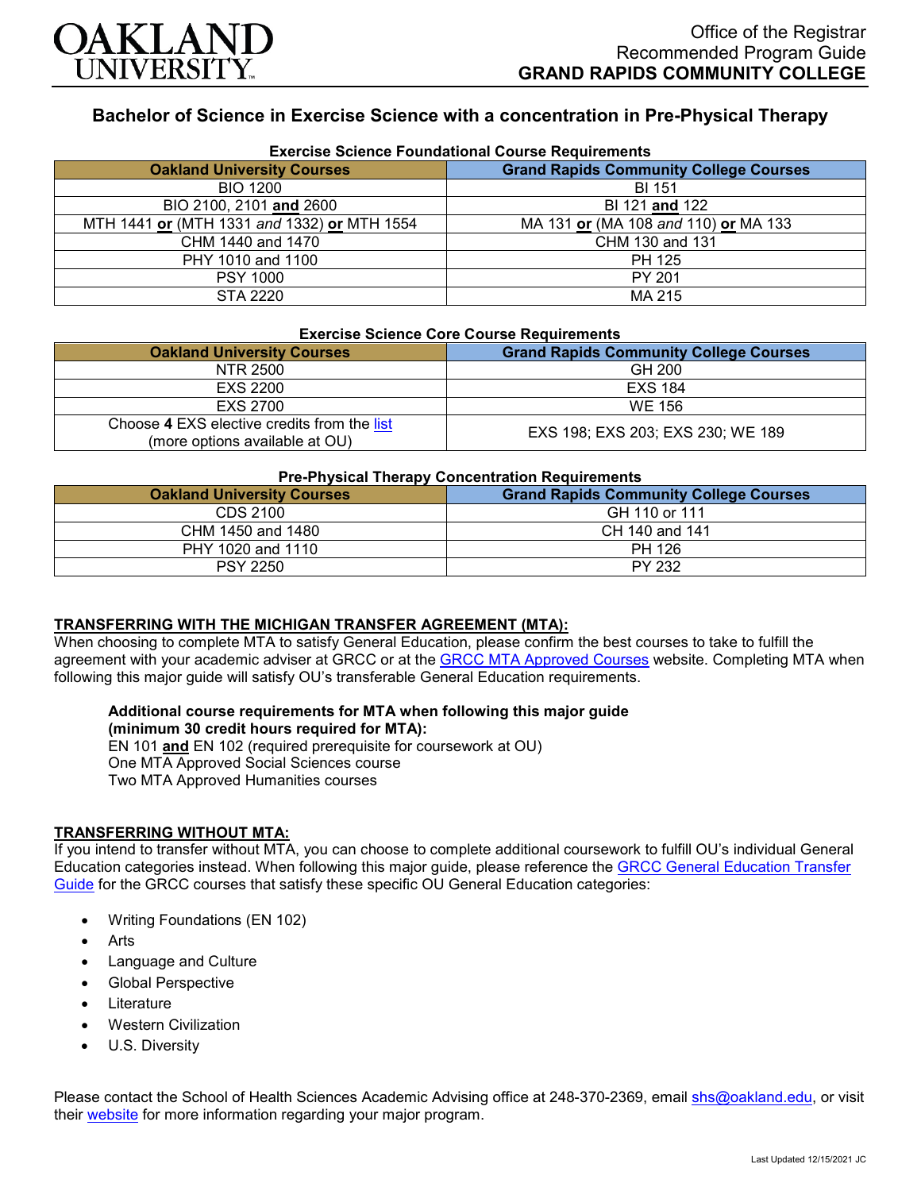# Oakland University

Office of the Registrar
Recommended Program Guide
**GRAND RAPIDS COMMUNITY COLLEGE**

## Bachelor of Science in Exercise Science with a concentration in Pre-Physical Therapy

### Exercise Science Foundational Course Requirements

| Oakland University Courses | Grand Rapids Community College Courses |
|---|---|
| BIO 1200 | BI 151 |
| BIO 2100, 2101 **and** 2600 | BI 121 **and** 122 |
| MTH 1441 **or** (MTH 1331 *and* 1332) **or** MTH 1554 | MA 131 **or** (MA 108 *and* 110) **or** MA 133 |
| CHM 1440 and 1470 | CHM 130 and 131 |
| PHY 1010 and 1100 | PH 125 |
| PSY 1000 | PY 201 |
| STA 2220 | MA 215 |

### Exercise Science Core Course Requirements

| Oakland University Courses | Grand Rapids Community College Courses |
|---|---|
| NTR 2500 | GH 200 |
| EXS 2200 | EXS 184 |
| EXS 2700 | WE 156 |
| Choose **4** EXS elective credits from the list (more options available at OU) | EXS 198; EXS 203; EXS 230; WE 189 |

### Pre-Physical Therapy Concentration Requirements

| Oakland University Courses | Grand Rapids Community College Courses |
|---|---|
| CDS 2100 | GH 110 or 111 |
| CHM 1450 and 1480 | CH 140 and 141 |
| PHY 1020 and 1110 | PH 126 |
| PSY 2250 | PY 232 |

**TRANSFERRING WITH THE MICHIGAN TRANSFER AGREEMENT (MTA):**

When choosing to complete MTA to satisfy General Education, please confirm the best courses to take to fulfill the agreement with your academic adviser at GRCC or at the GRCC MTA Approved Courses website. Completing MTA when following this major guide will satisfy OU's transferable General Education requirements.

**Additional course requirements for MTA when following this major guide (minimum 30 credit hours required for MTA):**
EN 101 **and** EN 102 (required prerequisite for coursework at OU)
One MTA Approved Social Sciences course
Two MTA Approved Humanities courses

**TRANSFERRING WITHOUT MTA:**

If you intend to transfer without MTA, you can choose to complete additional coursework to fulfill OU's individual General Education categories instead. When following this major guide, please reference the GRCC General Education Transfer Guide for the GRCC courses that satisfy these specific OU General Education categories:

- Writing Foundations (EN 102)
- Arts
- Language and Culture
- Global Perspective
- Literature
- Western Civilization
- U.S. Diversity

Please contact the School of Health Sciences Academic Advising office at 248-370-2369, email shs@oakland.edu, or visit their website for more information regarding your major program.

Last Updated 12/15/2021 JC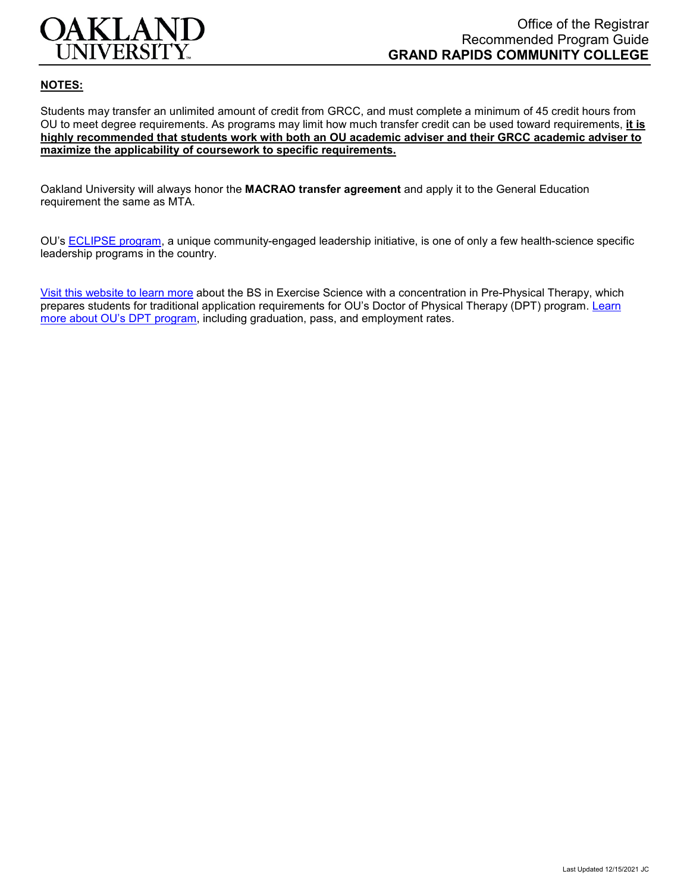**NOTES:**

Students may transfer an unlimited amount of credit from GRCC, and must complete a minimum of 45 credit hours from OU to meet degree requirements. As programs may limit how much transfer credit can be used toward requirements, **it is highly recommended that students work with both an OU academic adviser and their GRCC academic adviser to maximize the applicability of coursework to specific requirements.**

Oakland University will always honor the **MACRAO transfer agreement** and apply it to the General Education requirement the same as MTA.

OU's ECLIPSE program, a unique community-engaged leadership initiative, is one of only a few health-science specific leadership programs in the country.

Visit this website to learn more about the BS in Exercise Science with a concentration in Pre-Physical Therapy, which prepares students for traditional application requirements for OU's Doctor of Physical Therapy (DPT) program. Learn more about OU's DPT program, including graduation, pass, and employment rates.

Last Updated 12/15/2021 JC